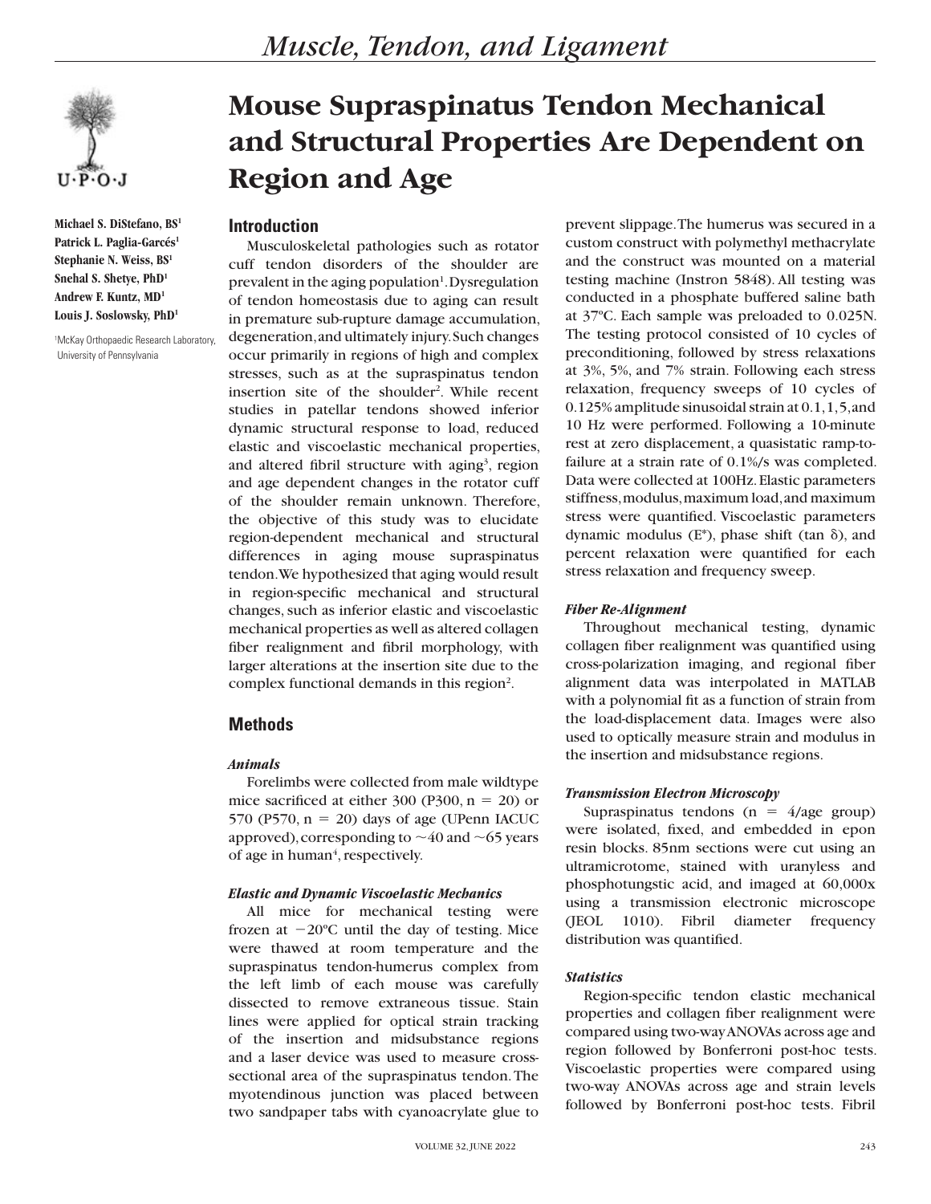# Mouse Supraspinatus Tendon Mechanical and Structural Properties Are Dependent on Region and Age

**Michael S. DiStefano, BS[1]**
**Patrick L. Paglia-Garcés[1]**
**Stephanie N. Weiss, BS[1]**
**Snehal S. Shetye, PhD[1]**
**Andrew F. Kuntz, MD[1]**
**Louis J. Soslowsky, PhD[1]**

[1]McKay Orthopaedic Research Laboratory, University of Pennsylvania

## Introduction

Musculoskeletal pathologies such as rotator cuff tendon disorders of the shoulder are prevalent in the aging population[1]. Dysregulation of tendon homeostasis due to aging can result in premature sub-rupture damage accumulation, degeneration, and ultimately injury. Such changes occur primarily in regions of high and complex stresses, such as at the supraspinatus tendon insertion site of the shoulder[2]. While recent studies in patellar tendons showed inferior dynamic structural response to load, reduced elastic and viscoelastic mechanical properties, and altered fibril structure with aging[3], region and age dependent changes in the rotator cuff of the shoulder remain unknown. Therefore, the objective of this study was to elucidate region-dependent mechanical and structural differences in aging mouse supraspinatus tendon. We hypothesized that aging would result in region-specific mechanical and structural changes, such as inferior elastic and viscoelastic mechanical properties as well as altered collagen fiber realignment and fibril morphology, with larger alterations at the insertion site due to the complex functional demands in this region[2].

## Methods

### *Animals*

Forelimbs were collected from male wildtype mice sacrificed at either 300 (P300, n = 20) or 570 (P570, n = 20) days of age (UPenn IACUC approved), corresponding to ~40 and ~65 years of age in human[4], respectively.

### *Elastic and Dynamic Viscoelastic Mechanics*

All mice for mechanical testing were frozen at −20ºC until the day of testing. Mice were thawed at room temperature and the supraspinatus tendon-humerus complex from the left limb of each mouse was carefully dissected to remove extraneous tissue. Stain lines were applied for optical strain tracking of the insertion and midsubstance regions and a laser device was used to measure cross-sectional area of the supraspinatus tendon. The myotendinous junction was placed between two sandpaper tabs with cyanoacrylate glue to prevent slippage. The humerus was secured in a custom construct with polymethyl methacrylate and the construct was mounted on a material testing machine (Instron 5848). All testing was conducted in a phosphate buffered saline bath at 37ºC. Each sample was preloaded to 0.025N. The testing protocol consisted of 10 cycles of preconditioning, followed by stress relaxations at 3%, 5%, and 7% strain. Following each stress relaxation, frequency sweeps of 10 cycles of 0.125% amplitude sinusoidal strain at 0.1, 1, 5, and 10 Hz were performed. Following a 10-minute rest at zero displacement, a quasistatic ramp-to-failure at a strain rate of 0.1%/s was completed. Data were collected at 100Hz. Elastic parameters stiffness, modulus, maximum load, and maximum stress were quantified. Viscoelastic parameters dynamic modulus ($E^*$), phase shift ($\tan \delta$), and percent relaxation were quantified for each stress relaxation and frequency sweep.

### *Fiber Re-Alignment*

Throughout mechanical testing, dynamic collagen fiber realignment was quantified using cross-polarization imaging, and regional fiber alignment data was interpolated in MATLAB with a polynomial fit as a function of strain from the load-displacement data. Images were also used to optically measure strain and modulus in the insertion and midsubstance regions.

### *Transmission Electron Microscopy*

Supraspinatus tendons (n = 4/age group) were isolated, fixed, and embedded in epon resin blocks. 85nm sections were cut using an ultramicrotome, stained with uranyless and phosphotungstic acid, and imaged at 60,000x using a transmission electronic microscope (JEOL 1010). Fibril diameter frequency distribution was quantified.

### *Statistics*

Region-specific tendon elastic mechanical properties and collagen fiber realignment were compared using two-way ANOVAs across age and region followed by Bonferroni post-hoc tests. Viscoelastic properties were compared using two-way ANOVAs across age and strain levels followed by Bonferroni post-hoc tests. Fibril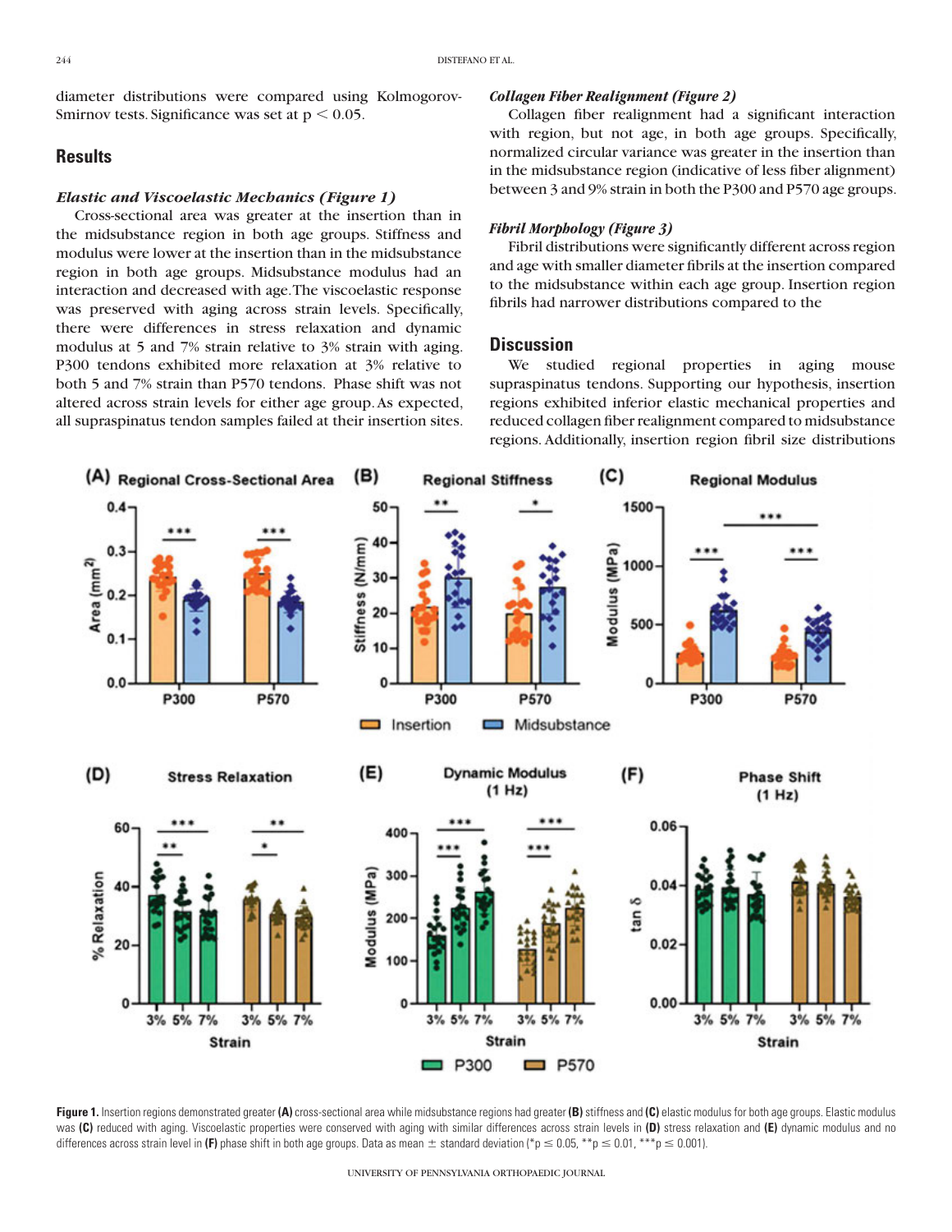diameter distributions were compared using Kolmogorov-Smirnov tests. Significance was set at $p < 0.05$.

## Results

### *Elastic and Viscoelastic Mechanics (Figure 1)*

Cross-sectional area was greater at the insertion than in the midsubstance region in both age groups. Stiffness and modulus were lower at the insertion than in the midsubstance region in both age groups. Midsubstance modulus had an interaction and decreased with age. The viscoelastic response was preserved with aging across strain levels. Specifically, there were differences in stress relaxation and dynamic modulus at 5 and 7% strain relative to 3% strain with aging. P300 tendons exhibited more relaxation at 3% relative to both 5 and 7% strain than P570 tendons. Phase shift was not altered across strain levels for either age group. As expected, all supraspinatus tendon samples failed at their insertion sites.

### *Collagen Fiber Realignment (Figure 2)*

Collagen fiber realignment had a significant interaction with region, but not age, in both age groups. Specifically, normalized circular variance was greater in the insertion than in the midsubstance region (indicative of less fiber alignment) between 3 and 9% strain in both the P300 and P570 age groups.

### *Fibril Morphology (Figure 3)*

Fibril distributions were significantly different across region and age with smaller diameter fibrils at the insertion compared to the midsubstance within each age group. Insertion region fibrils had narrower distributions compared to the

## Discussion

We studied regional properties in aging mouse supraspinatus tendons. Supporting our hypothesis, insertion regions exhibited inferior elastic mechanical properties and reduced collagen fiber realignment compared to midsubstance regions. Additionally, insertion region fibril size distributions

**Figure 1.** Insertion regions demonstrated greater **(A)** cross-sectional area while midsubstance regions had greater **(B)** stiffness and **(C)** elastic modulus for both age groups. Elastic modulus was **(C)** reduced with aging. Viscoelastic properties were conserved with aging with similar differences across strain levels in **(D)** stress relaxation and **(E)** dynamic modulus and no differences across strain level in **(F)** phase shift in both age groups. Data as mean ± standard deviation (*$p \leq 0.05$, **$p \leq 0.01$, ***$p \leq 0.001$).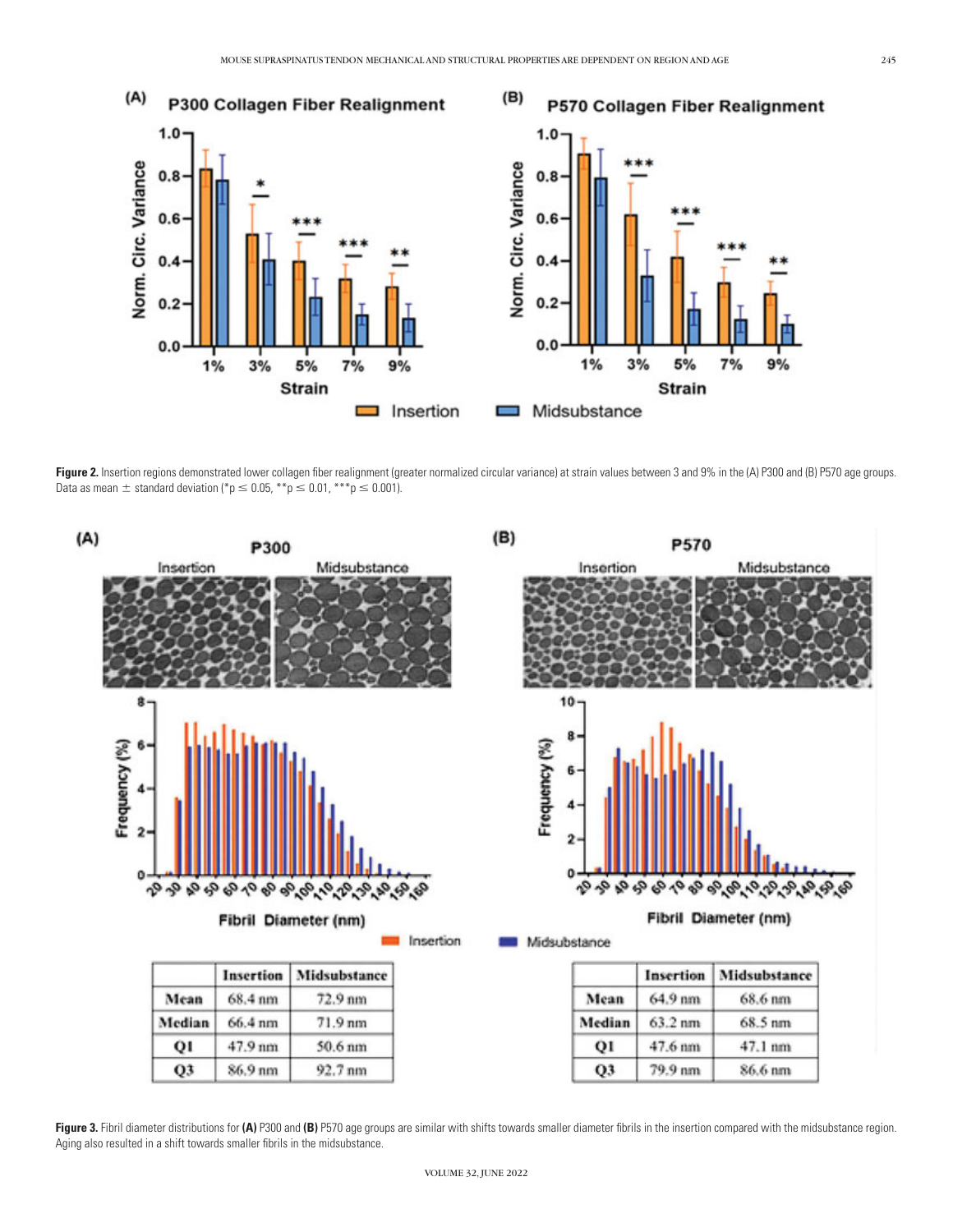Figure 2. Insertion regions demonstrated lower collagen fiber realignment (greater normalized circular variance) at strain values between 3 and 9% in the (A) P300 and (B) P570 age groups. Data as mean ± standard deviation (* $p \leq 0.05$, ** $p \leq 0.01$, *** $p \leq 0.001$).

**(A) P300**

|  | Insertion | Midsubstance |
|---|---|---|
| Mean | 68.4 nm | 72.9 nm |
| Median | 66.4 nm | 71.9 nm |
| Q1 | 47.9 nm | 50.6 nm |
| Q3 | 86.9 nm | 92.7 nm |

**(B) P570**

|  | Insertion | Midsubstance |
|---|---|---|
| Mean | 64.9 nm | 68.6 nm |
| Median | 63.2 nm | 68.5 nm |
| Q1 | 47.6 nm | 47.1 nm |
| Q3 | 79.9 nm | 86.6 nm |

**Figure 3.** Fibril diameter distributions for **(A)** P300 and **(B)** P570 age groups are similar with shifts towards smaller diameter fibrils in the insertion compared with the midsubstance region. Aging also resulted in a shift towards smaller fibrils in the midsubstance.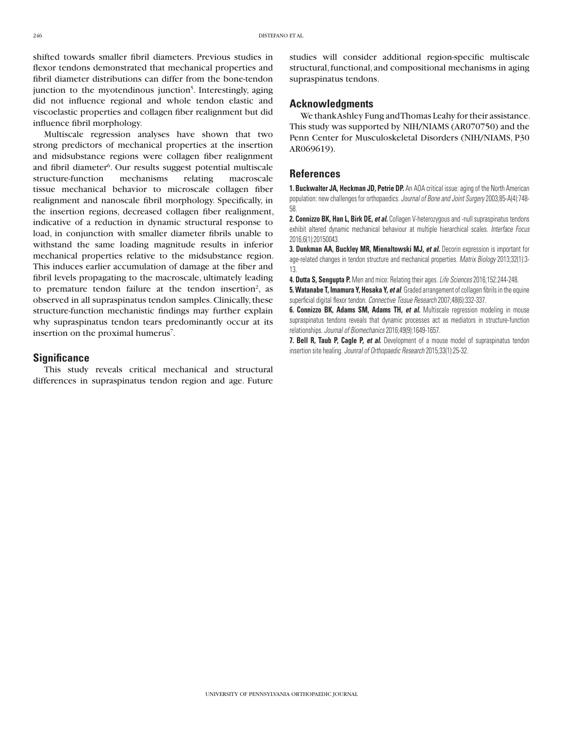shifted towards smaller fibril diameters. Previous studies in flexor tendons demonstrated that mechanical properties and fibril diameter distributions can differ from the bone-tendon junction to the myotendinous junction[5]. Interestingly, aging did not influence regional and whole tendon elastic and viscoelastic properties and collagen fiber realignment but did influence fibril morphology.

Multiscale regression analyses have shown that two strong predictors of mechanical properties at the insertion and midsubstance regions were collagen fiber realignment and fibril diameter[6]. Our results suggest potential multiscale structure-function mechanisms relating macroscale tissue mechanical behavior to microscale collagen fiber realignment and nanoscale fibril morphology. Specifically, in the insertion regions, decreased collagen fiber realignment, indicative of a reduction in dynamic structural response to load, in conjunction with smaller diameter fibrils unable to withstand the same loading magnitude results in inferior mechanical properties relative to the midsubstance region. This induces earlier accumulation of damage at the fiber and fibril levels propagating to the macroscale, ultimately leading to premature tendon failure at the tendon insertion[2], as observed in all supraspinatus tendon samples. Clinically, these structure-function mechanistic findings may further explain why supraspinatus tendon tears predominantly occur at its insertion on the proximal humerus[7].

## Significance

This study reveals critical mechanical and structural differences in supraspinatus tendon region and age. Future studies will consider additional region-specific multiscale structural, functional, and compositional mechanisms in aging supraspinatus tendons.

## Acknowledgments

We thank Ashley Fung and Thomas Leahy for their assistance. This study was supported by NIH/NIAMS (AR070750) and the Penn Center for Musculoskeletal Disorders (NIH/NIAMS, P30 AR069619).

## References

**1. Buckwalter JA, Heckman JD, Petrie DP.** An AOA critical issue: aging of the North American population: new challenges for orthopaedics. *Journal of Bone and Joint Surgery* 2003;85-A(4):748-58.

**2. Connizzo BK, Han L, Birk DE, *et al.*** Collagen V-heterozygous and -null supraspinatus tendons exhibit altered dynamic mechanical behaviour at multiple hierarchical scales. *Interface Focus* 2016;6(1):20150043.

**3. Dunkman AA, Buckley MR, Mienaltowski MJ, *et al.*** Decorin expression is important for age-related changes in tendon structure and mechanical properties. *Matrix Biology* 2013;32(1):3-13.

**4. Dutta S, Sengupta P.** Men and mice: Relating their ages. *Life Sciences* 2016;152:244-248.

**5. Watanabe T, Imamura Y, Hosaka Y, *et al.*** Graded arrangement of collagen fibrils in the equine superficial digital flexor tendon. *Connective Tissue Research* 2007;48(6):332-337.

**6. Connizzo BK, Adams SM, Adams TH, *et al.*** Multiscale regression modeling in mouse supraspinatus tendons reveals that dynamic processes act as mediators in structure-function relationships. *Journal of Biomechanics* 2016;49(9):1649-1657.

**7. Bell R, Taub P, Cagle P, *et al.*** Development of a mouse model of supraspinatus tendon insertion site healing. *Jounral of Orthopaedic Research* 2015;33(1):25-32.